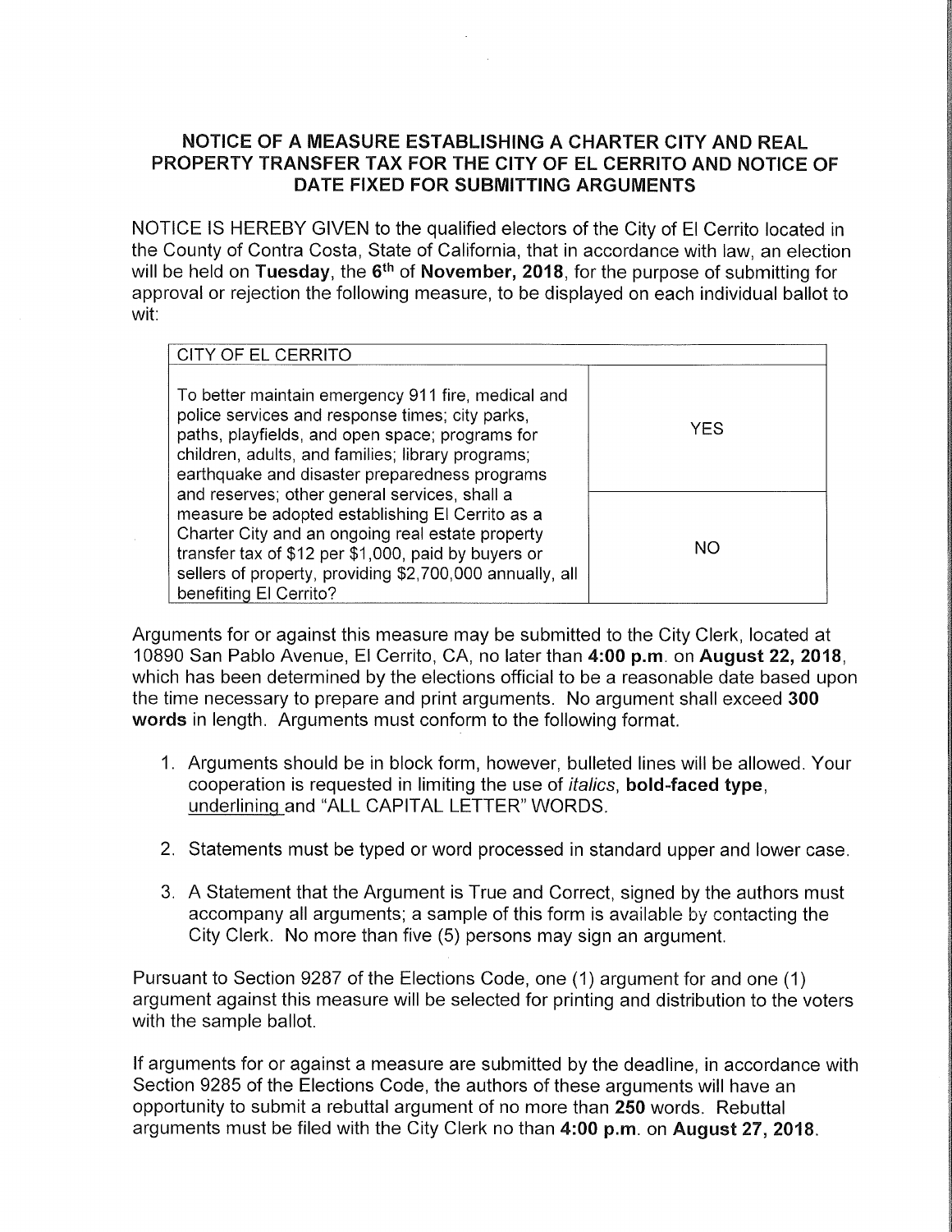# NOTICE OF A MEASURE ESTABLISHING A CHARTER CITY AND REAL PROPERTY TRANSFER TAX FOR THE CITY OF EL CERRITO AND NOTICE OF DATE FIXED FOR SUBMITTING ARGUMENTS

NOTICE IS HEREBY GIVEN to the qualified electors of the City of El Cerrito located in the County of Contra Costa, State of California, that in accordance with law, an election will be held on **Tuesday**, the **6th** of **November, 2018**, for the purpose of submitting for approval or rejection the following measure, to be displayed on each individual ballot to wit:

| CITY OF EL CERRITO | |
|---|---|
| To better maintain emergency 911 fire, medical and police services and response times; city parks, paths, playfields, and open space; programs for children, adults, and families; library programs; earthquake and disaster preparedness programs and reserves; other general services, shall a measure be adopted establishing El Cerrito as a Charter City and an ongoing real estate property transfer tax of $12 per $1,000, paid by buyers or sellers of property, providing $2,700,000 annually, all benefiting El Cerrito? | YES |
| | NO |

Arguments for or against this measure may be submitted to the City Clerk, located at 10890 San Pablo Avenue, El Cerrito, CA, no later than **4:00 p.m**. on **August 22, 2018**, which has been determined by the elections official to be a reasonable date based upon the time necessary to prepare and print arguments. No argument shall exceed **300 words** in length. Arguments must conform to the following format.

1. Arguments should be in block form, however, bulleted lines will be allowed. Your cooperation is requested in limiting the use of *italics*, **bold-faced type**, underlining and "ALL CAPITAL LETTER" WORDS.

2. Statements must be typed or word processed in standard upper and lower case.

3. A Statement that the Argument is True and Correct, signed by the authors must accompany all arguments; a sample of this form is available by contacting the City Clerk. No more than five (5) persons may sign an argument.

Pursuant to Section 9287 of the Elections Code, one (1) argument for and one (1) argument against this measure will be selected for printing and distribution to the voters with the sample ballot.

If arguments for or against a measure are submitted by the deadline, in accordance with Section 9285 of the Elections Code, the authors of these arguments will have an opportunity to submit a rebuttal argument of no more than **250** words. Rebuttal arguments must be filed with the City Clerk no than **4:00 p.m**. on **August 27, 2018**.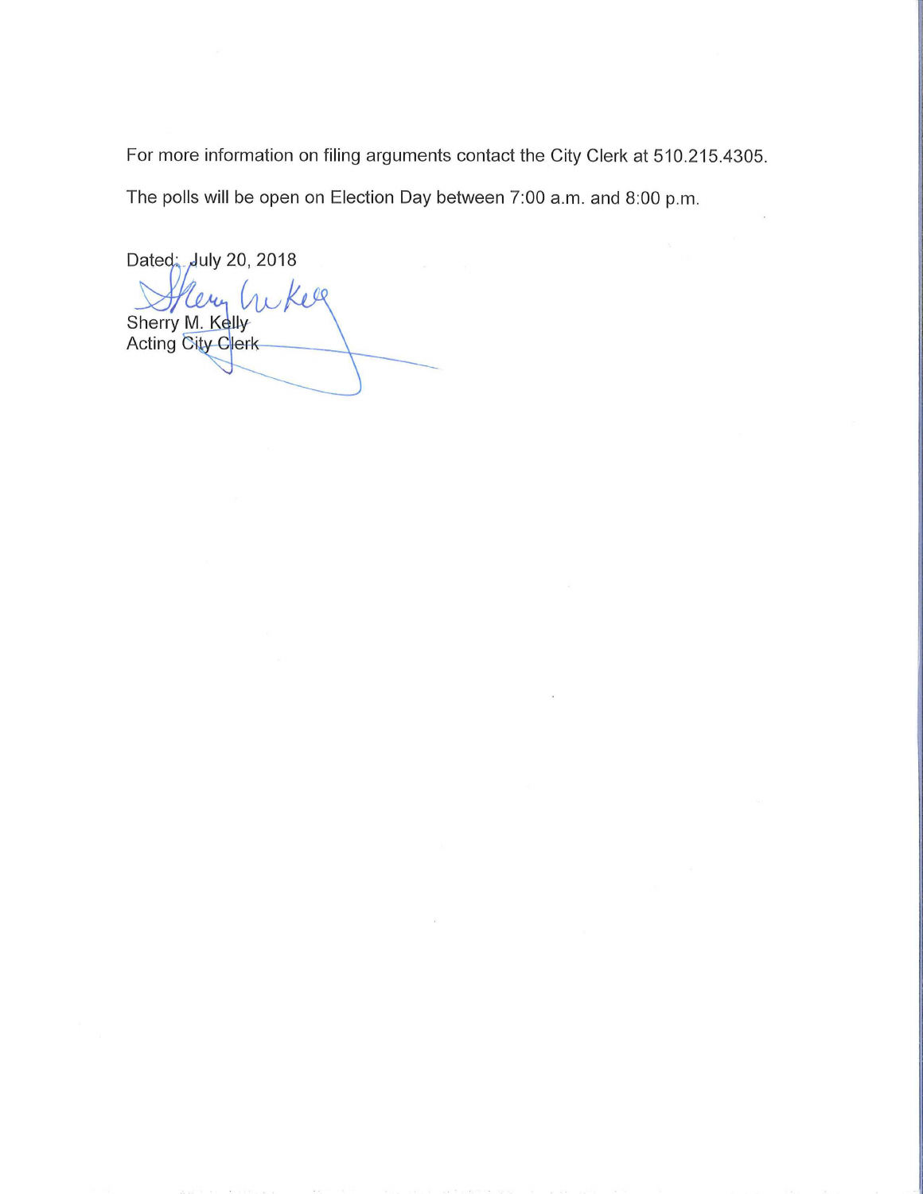For more information on filing arguments contact the City Clerk at 510.215.4305.

The polls will be open on Election Day between 7:00 a.m. and 8:00 p.m.

Dated: July 20, 2018

Sherry M. Kelly
Acting City Clerk